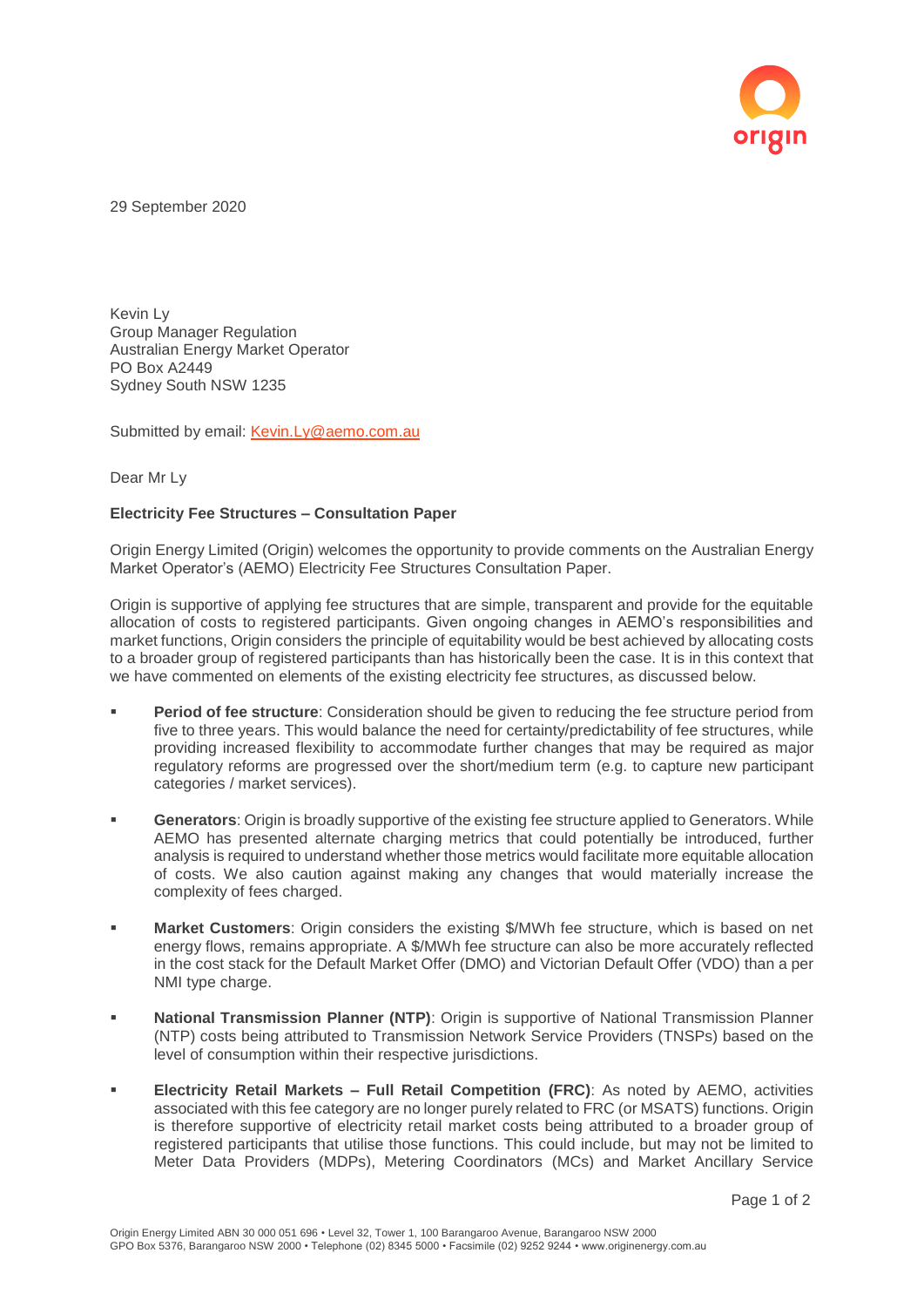29 September 2020

Kevin Ly
Group Manager Regulation
Australian Energy Market Operator
PO Box A2449
Sydney South NSW 1235

Submitted by email: Kevin.Ly@aemo.com.au

Dear Mr Ly

**Electricity Fee Structures – Consultation Paper**

Origin Energy Limited (Origin) welcomes the opportunity to provide comments on the Australian Energy Market Operator's (AEMO) Electricity Fee Structures Consultation Paper.

Origin is supportive of applying fee structures that are simple, transparent and provide for the equitable allocation of costs to registered participants. Given ongoing changes in AEMO's responsibilities and market functions, Origin considers the principle of equitability would be best achieved by allocating costs to a broader group of registered participants than has historically been the case. It is in this context that we have commented on elements of the existing electricity fee structures, as discussed below.

- **Period of fee structure**: Consideration should be given to reducing the fee structure period from five to three years. This would balance the need for certainty/predictability of fee structures, while providing increased flexibility to accommodate further changes that may be required as major regulatory reforms are progressed over the short/medium term (e.g. to capture new participant categories / market services).
- **Generators**: Origin is broadly supportive of the existing fee structure applied to Generators. While AEMO has presented alternate charging metrics that could potentially be introduced, further analysis is required to understand whether those metrics would facilitate more equitable allocation of costs. We also caution against making any changes that would materially increase the complexity of fees charged.
- **Market Customers**: Origin considers the existing $/MWh fee structure, which is based on net energy flows, remains appropriate. A $/MWh fee structure can also be more accurately reflected in the cost stack for the Default Market Offer (DMO) and Victorian Default Offer (VDO) than a per NMI type charge.
- **National Transmission Planner (NTP)**: Origin is supportive of National Transmission Planner (NTP) costs being attributed to Transmission Network Service Providers (TNSPs) based on the level of consumption within their respective jurisdictions.
- **Electricity Retail Markets – Full Retail Competition (FRC)**: As noted by AEMO, activities associated with this fee category are no longer purely related to FRC (or MSATS) functions. Origin is therefore supportive of electricity retail market costs being attributed to a broader group of registered participants that utilise those functions. This could include, but may not be limited to Meter Data Providers (MDPs), Metering Coordinators (MCs) and Market Ancillary Service

Origin Energy Limited ABN 30 000 051 696 • Level 32, Tower 1, 100 Barangaroo Avenue, Barangaroo NSW 2000
GPO Box 5376, Barangaroo NSW 2000 • Telephone (02) 8345 5000 • Facsimile (02) 9252 9244 • www.originenergy.com.au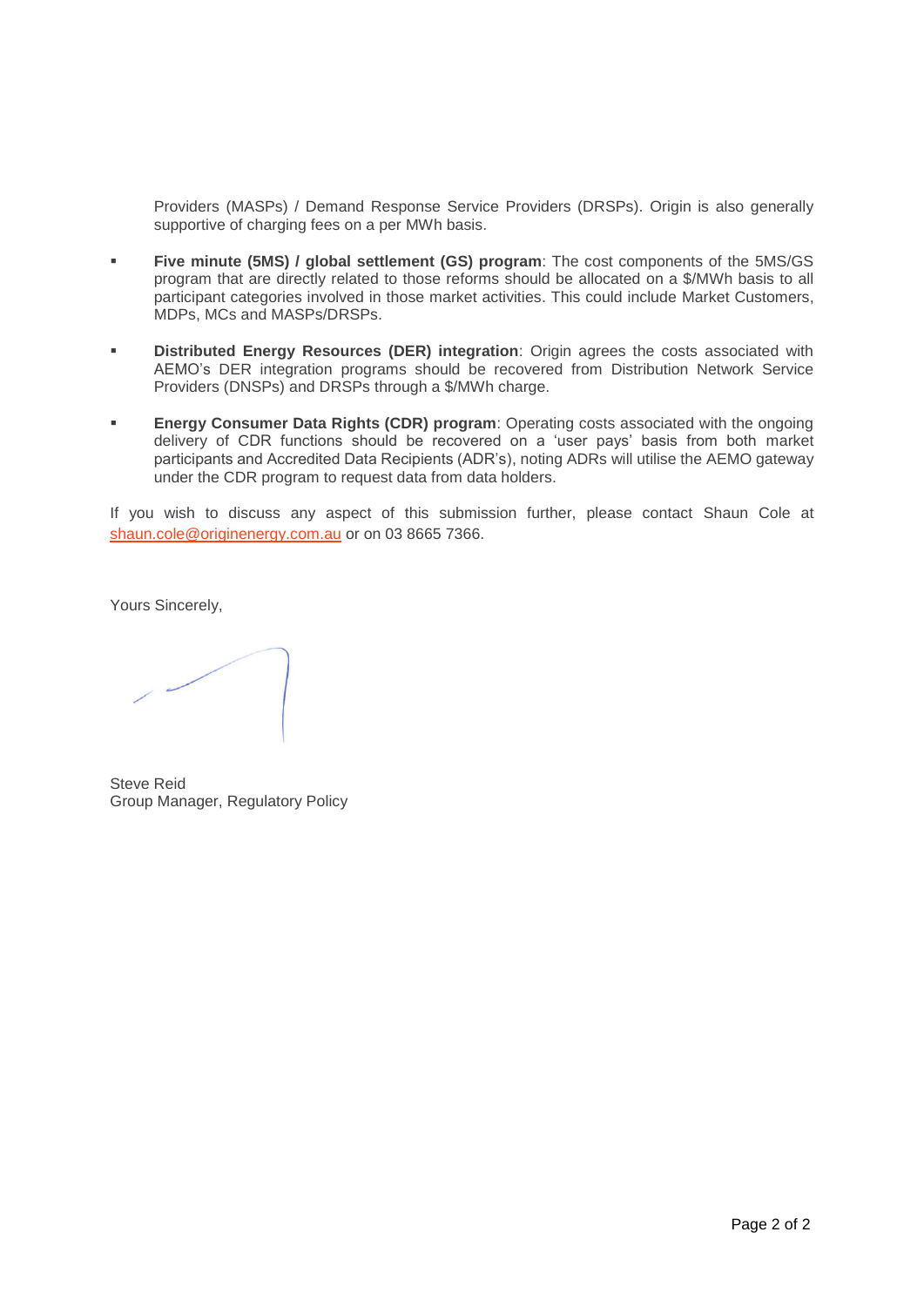Providers (MASPs) / Demand Response Service Providers (DRSPs). Origin is also generally supportive of charging fees on a per MWh basis.

- **Five minute (5MS) / global settlement (GS) program**: The cost components of the 5MS/GS program that are directly related to those reforms should be allocated on a $/MWh basis to all participant categories involved in those market activities. This could include Market Customers, MDPs, MCs and MASPs/DRSPs.

- **Distributed Energy Resources (DER) integration**: Origin agrees the costs associated with AEMO's DER integration programs should be recovered from Distribution Network Service Providers (DNSPs) and DRSPs through a $/MWh charge.

- **Energy Consumer Data Rights (CDR) program**: Operating costs associated with the ongoing delivery of CDR functions should be recovered on a 'user pays' basis from both market participants and Accredited Data Recipients (ADR's), noting ADRs will utilise the AEMO gateway under the CDR program to request data from data holders.

If you wish to discuss any aspect of this submission further, please contact Shaun Cole at shaun.cole@originenergy.com.au or on 03 8665 7366.

Yours Sincerely,

Steve Reid
Group Manager, Regulatory Policy